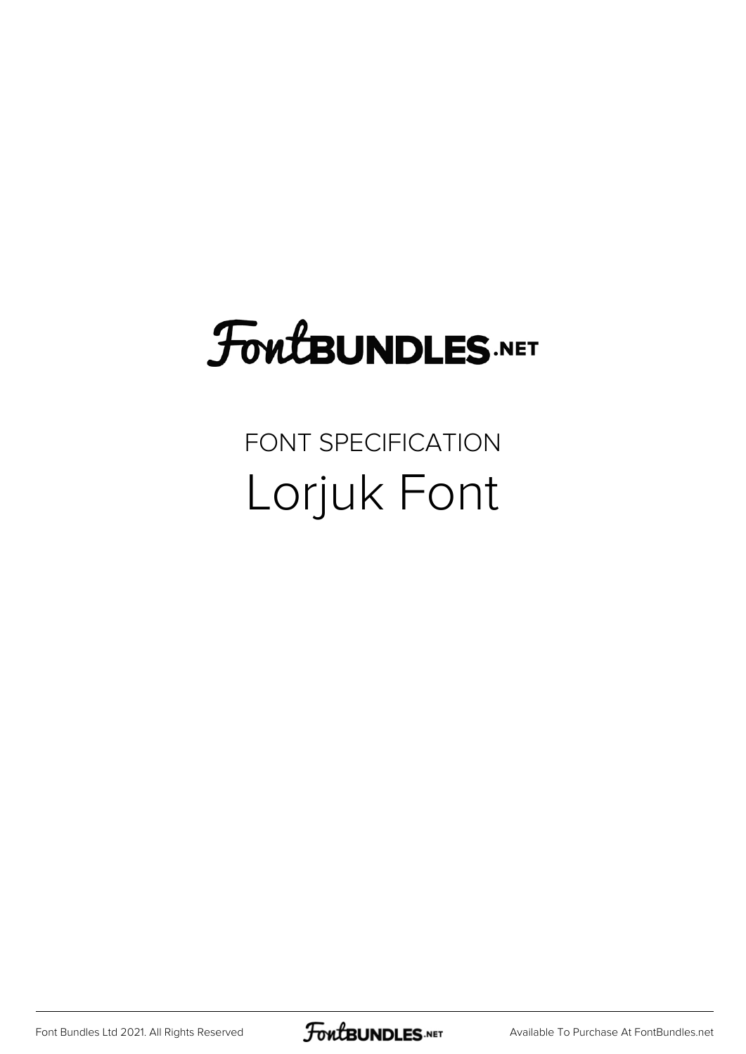FontBUNDLES.NET

FONT SPECIFICATION

# Lorjuk Font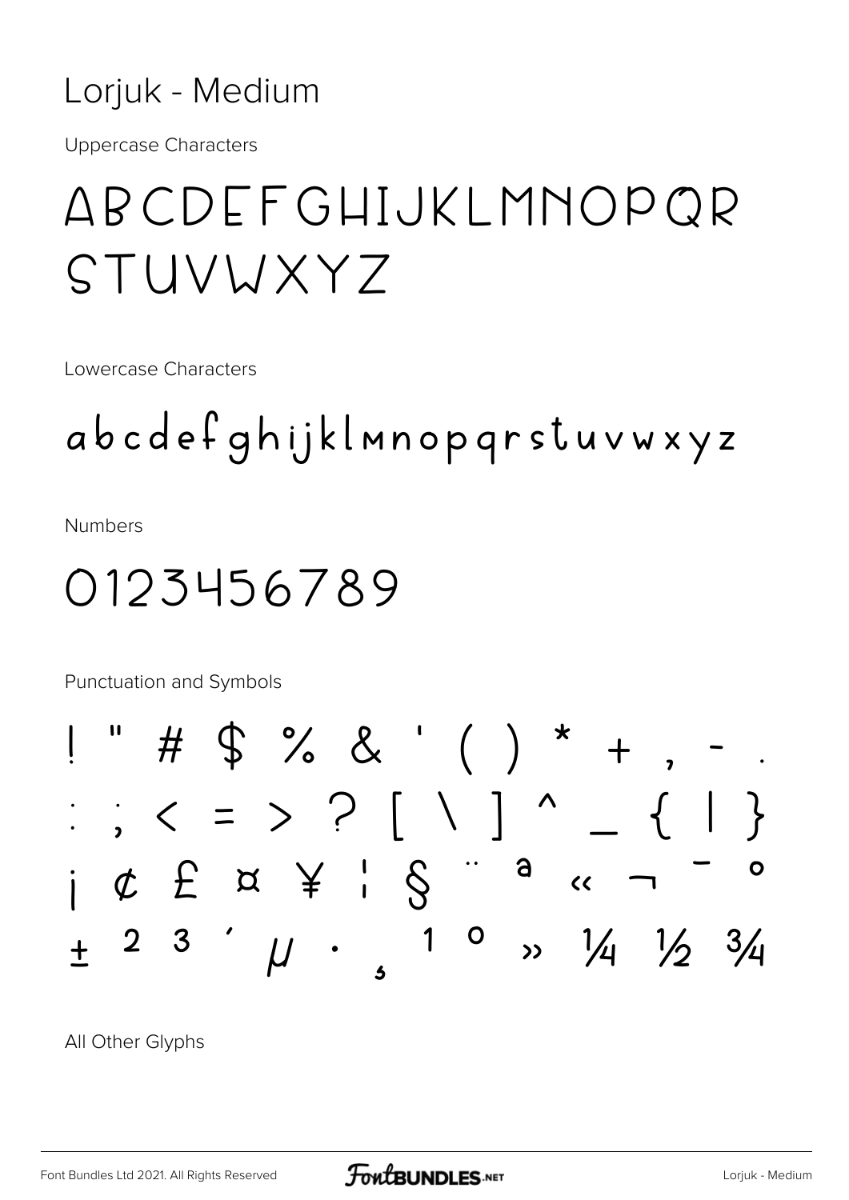# Lorjuk - Medium

Uppercase Characters

ABCDEFGHIJKLMNOPQR
STUVWXYZ

Lowercase Characters

abcdefghijklmnopqrstuvwxyz

Numbers

0123456789

Punctuation and Symbols

! " # $ % & ' ( ) * + , - .
: ; < = > ? [ \ ] ^ _ { | }
¡ ¢ £ ¤ ¥ ¦ § ¨ ª « ¬ ¯ °
± ² ³ ´ µ · ¸ ¹ º » ¼ ½ ¾

All Other Glyphs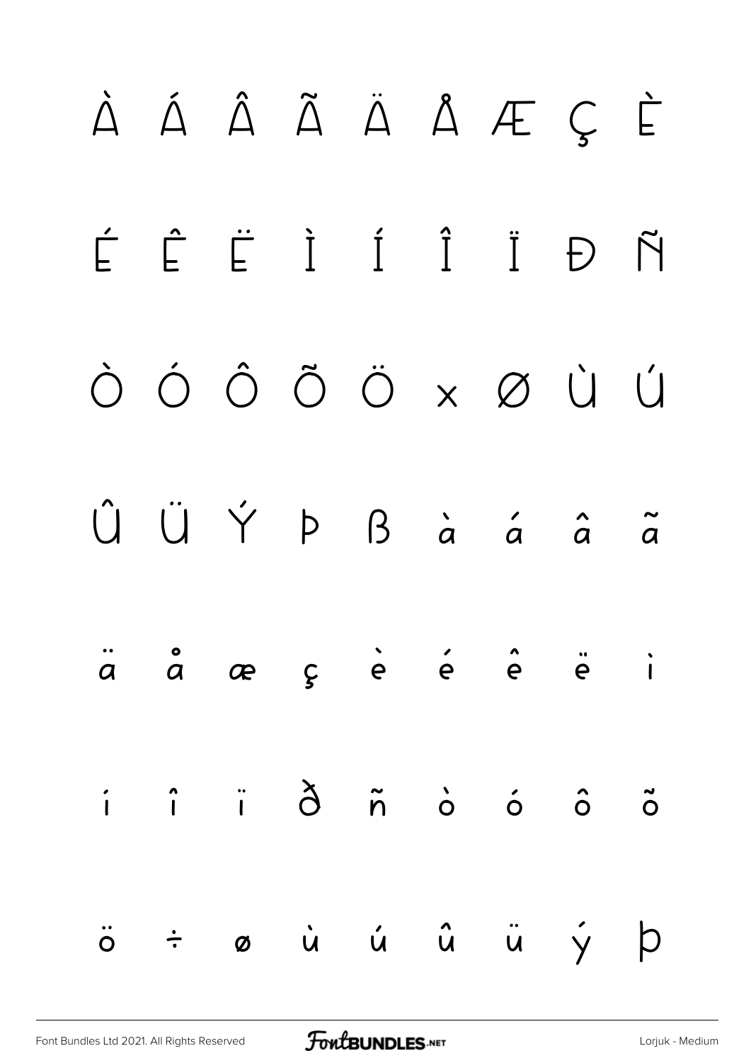À Á Â Ã Ä Å Æ Ç È

É Ê Ë Ì Í Î Ï Ð Ñ

Ò Ó Ô Õ Ö × Ø Ù Ú

Û Ü Ý Þ ß à á â ã

ä å æ ç è é ê ë ì

í î ï ð ñ ò ó ô õ

ö ÷ ø ù ú û ü ý þ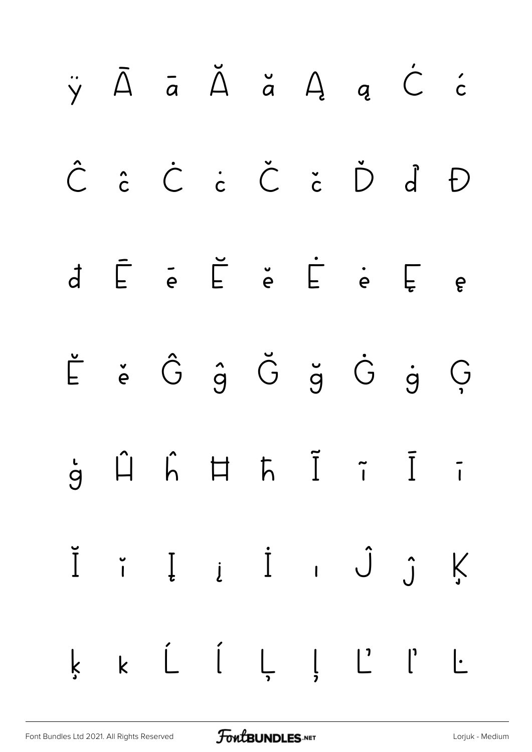ÿ Ā ā Ă ă Ą ą Ć ć

Ĉ ĉ Ċ ċ Č č Ď ď Đ

đ Ē ē Ĕ ĕ Ė ė Ę ę

Ě ě Ĝ ĝ Ğ ğ Ġ ġ Ģ

ģ Ĥ ĥ Ħ ħ Ĩ ĩ Ī ī

Ĭ ĭ Į į İ ı Ĵ ĵ Ķ

ķ ĸ Ĺ ĺ Ļ ļ Ľ ľ Ŀ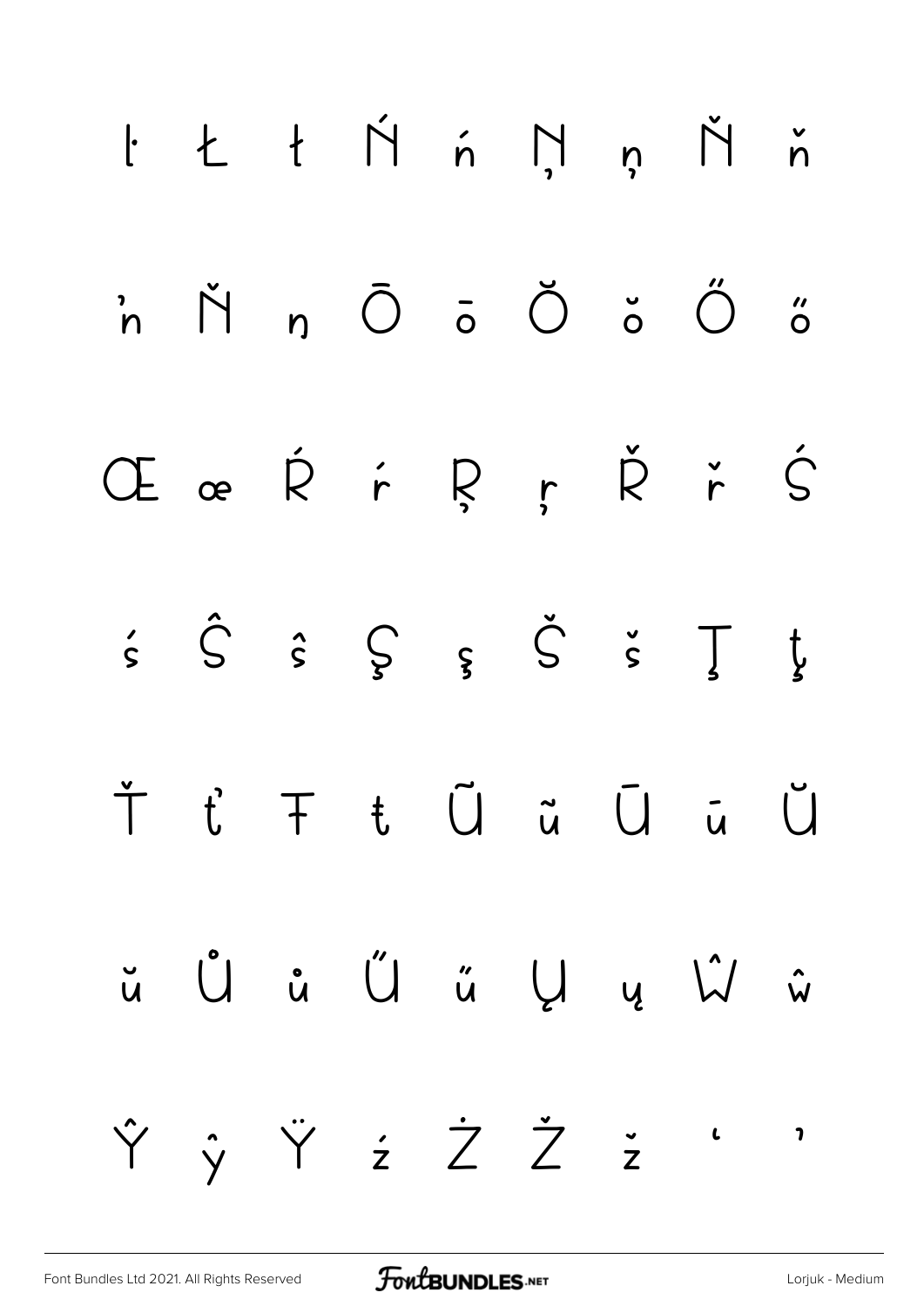ŀ Ł ł Ń ń Ņ ņ Ň ň

ŉ Ň ŋ Ō ō Ŏ ŏ Ő ő

Œ œ Ŕ ŕ Ŗ ŗ Ř ř Ś

ś Ŝ ŝ Ş ş Š š Ţ ţ

Ť ť Ŧ ŧ Ũ ũ Ū ū Ŭ

ŭ Ů ů Ű ű Ų ų Ŵ ŵ

Ŷ ŷ Ÿ ź Ż Ž ž ' '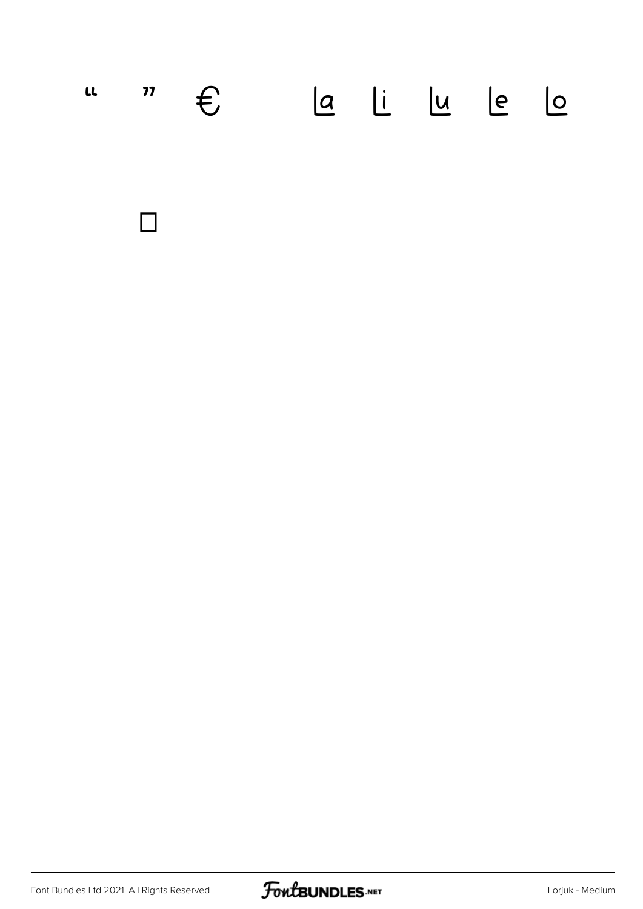“ ” € |a |i |u |e |o

□